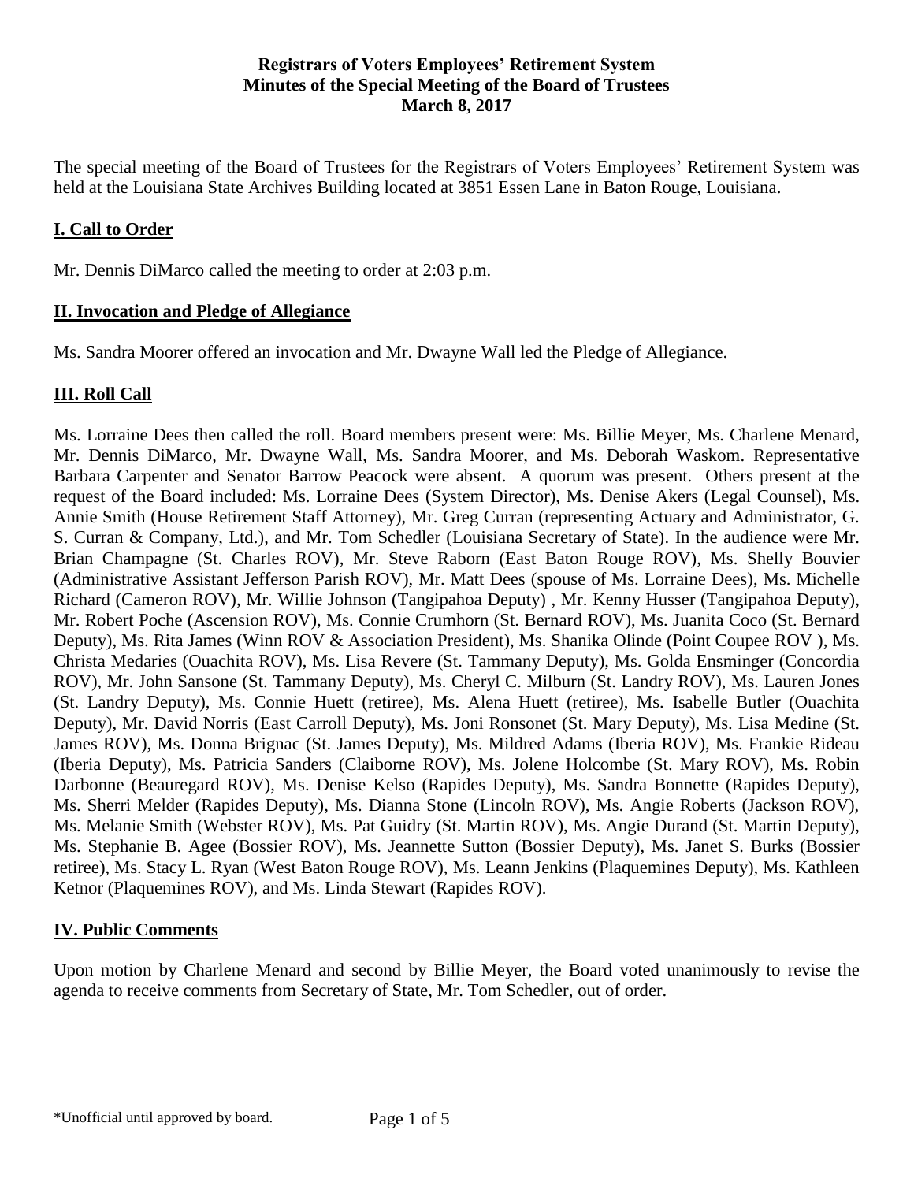**Registrars of Voters Employees' Retirement System**
**Minutes of the Special Meeting of the Board of Trustees**
**March 8, 2017**

The special meeting of the Board of Trustees for the Registrars of Voters Employees' Retirement System was held at the Louisiana State Archives Building located at 3851 Essen Lane in Baton Rouge, Louisiana.

## I. Call to Order

Mr. Dennis DiMarco called the meeting to order at 2:03 p.m.

## II. Invocation and Pledge of Allegiance

Ms. Sandra Moorer offered an invocation and Mr. Dwayne Wall led the Pledge of Allegiance.

## III. Roll Call

Ms. Lorraine Dees then called the roll. Board members present were: Ms. Billie Meyer, Ms. Charlene Menard, Mr. Dennis DiMarco, Mr. Dwayne Wall, Ms. Sandra Moorer, and Ms. Deborah Waskom. Representative Barbara Carpenter and Senator Barrow Peacock were absent. A quorum was present. Others present at the request of the Board included: Ms. Lorraine Dees (System Director), Ms. Denise Akers (Legal Counsel), Ms. Annie Smith (House Retirement Staff Attorney), Mr. Greg Curran (representing Actuary and Administrator, G. S. Curran & Company, Ltd.), and Mr. Tom Schedler (Louisiana Secretary of State). In the audience were Mr. Brian Champagne (St. Charles ROV), Mr. Steve Raborn (East Baton Rouge ROV), Ms. Shelly Bouvier (Administrative Assistant Jefferson Parish ROV), Mr. Matt Dees (spouse of Ms. Lorraine Dees), Ms. Michelle Richard (Cameron ROV), Mr. Willie Johnson (Tangipahoa Deputy) , Mr. Kenny Husser (Tangipahoa Deputy), Mr. Robert Poche (Ascension ROV), Ms. Connie Crumhorn (St. Bernard ROV), Ms. Juanita Coco (St. Bernard Deputy), Ms. Rita James (Winn ROV & Association President), Ms. Shanika Olinde (Point Coupee ROV ), Ms. Christa Medaries (Ouachita ROV), Ms. Lisa Revere (St. Tammany Deputy), Ms. Golda Ensminger (Concordia ROV), Mr. John Sansone (St. Tammany Deputy), Ms. Cheryl C. Milburn (St. Landry ROV), Ms. Lauren Jones (St. Landry Deputy), Ms. Connie Huett (retiree), Ms. Alena Huett (retiree), Ms. Isabelle Butler (Ouachita Deputy), Mr. David Norris (East Carroll Deputy), Ms. Joni Ronsonet (St. Mary Deputy), Ms. Lisa Medine (St. James ROV), Ms. Donna Brignac (St. James Deputy), Ms. Mildred Adams (Iberia ROV), Ms. Frankie Rideau (Iberia Deputy), Ms. Patricia Sanders (Claiborne ROV), Ms. Jolene Holcombe (St. Mary ROV), Ms. Robin Darbonne (Beauregard ROV), Ms. Denise Kelso (Rapides Deputy), Ms. Sandra Bonnette (Rapides Deputy), Ms. Sherri Melder (Rapides Deputy), Ms. Dianna Stone (Lincoln ROV), Ms. Angie Roberts (Jackson ROV), Ms. Melanie Smith (Webster ROV), Ms. Pat Guidry (St. Martin ROV), Ms. Angie Durand (St. Martin Deputy), Ms. Stephanie B. Agee (Bossier ROV), Ms. Jeannette Sutton (Bossier Deputy), Ms. Janet S. Burks (Bossier retiree), Ms. Stacy L. Ryan (West Baton Rouge ROV), Ms. Leann Jenkins (Plaquemines Deputy), Ms. Kathleen Ketnor (Plaquemines ROV), and Ms. Linda Stewart (Rapides ROV).

## IV. Public Comments

Upon motion by Charlene Menard and second by Billie Meyer, the Board voted unanimously to revise the agenda to receive comments from Secretary of State, Mr. Tom Schedler, out of order.

\*Unofficial until approved by board.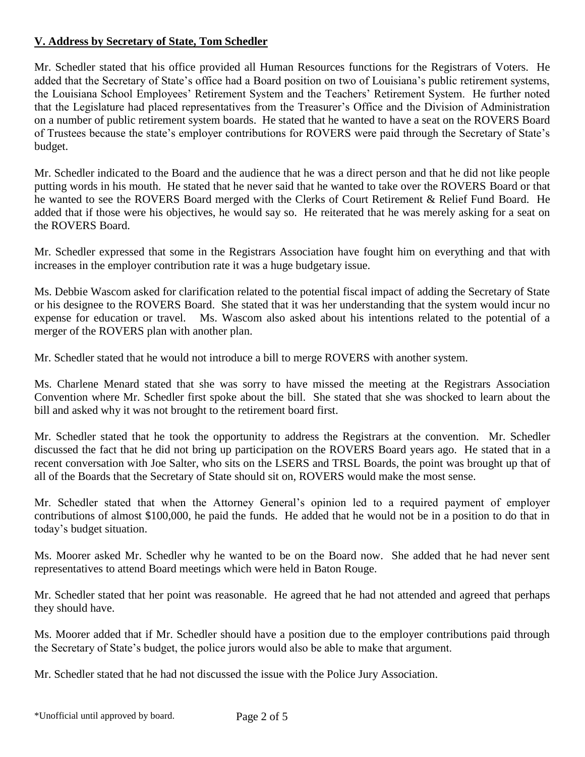## **V. Address by Secretary of State, Tom Schedler**

Mr. Schedler stated that his office provided all Human Resources functions for the Registrars of Voters. He added that the Secretary of State's office had a Board position on two of Louisiana's public retirement systems, the Louisiana School Employees' Retirement System and the Teachers' Retirement System. He further noted that the Legislature had placed representatives from the Treasurer's Office and the Division of Administration on a number of public retirement system boards. He stated that he wanted to have a seat on the ROVERS Board of Trustees because the state's employer contributions for ROVERS were paid through the Secretary of State's budget.

Mr. Schedler indicated to the Board and the audience that he was a direct person and that he did not like people putting words in his mouth. He stated that he never said that he wanted to take over the ROVERS Board or that he wanted to see the ROVERS Board merged with the Clerks of Court Retirement & Relief Fund Board. He added that if those were his objectives, he would say so. He reiterated that he was merely asking for a seat on the ROVERS Board.

Mr. Schedler expressed that some in the Registrars Association have fought him on everything and that with increases in the employer contribution rate it was a huge budgetary issue.

Ms. Debbie Wascom asked for clarification related to the potential fiscal impact of adding the Secretary of State or his designee to the ROVERS Board. She stated that it was her understanding that the system would incur no expense for education or travel. Ms. Wascom also asked about his intentions related to the potential of a merger of the ROVERS plan with another plan.

Mr. Schedler stated that he would not introduce a bill to merge ROVERS with another system.

Ms. Charlene Menard stated that she was sorry to have missed the meeting at the Registrars Association Convention where Mr. Schedler first spoke about the bill. She stated that she was shocked to learn about the bill and asked why it was not brought to the retirement board first.

Mr. Schedler stated that he took the opportunity to address the Registrars at the convention. Mr. Schedler discussed the fact that he did not bring up participation on the ROVERS Board years ago. He stated that in a recent conversation with Joe Salter, who sits on the LSERS and TRSL Boards, the point was brought up that of all of the Boards that the Secretary of State should sit on, ROVERS would make the most sense.

Mr. Schedler stated that when the Attorney General's opinion led to a required payment of employer contributions of almost $100,000, he paid the funds. He added that he would not be in a position to do that in today's budget situation.

Ms. Moorer asked Mr. Schedler why he wanted to be on the Board now. She added that he had never sent representatives to attend Board meetings which were held in Baton Rouge.

Mr. Schedler stated that her point was reasonable. He agreed that he had not attended and agreed that perhaps they should have.

Ms. Moorer added that if Mr. Schedler should have a position due to the employer contributions paid through the Secretary of State's budget, the police jurors would also be able to make that argument.

Mr. Schedler stated that he had not discussed the issue with the Police Jury Association.

*Unofficial until approved by board.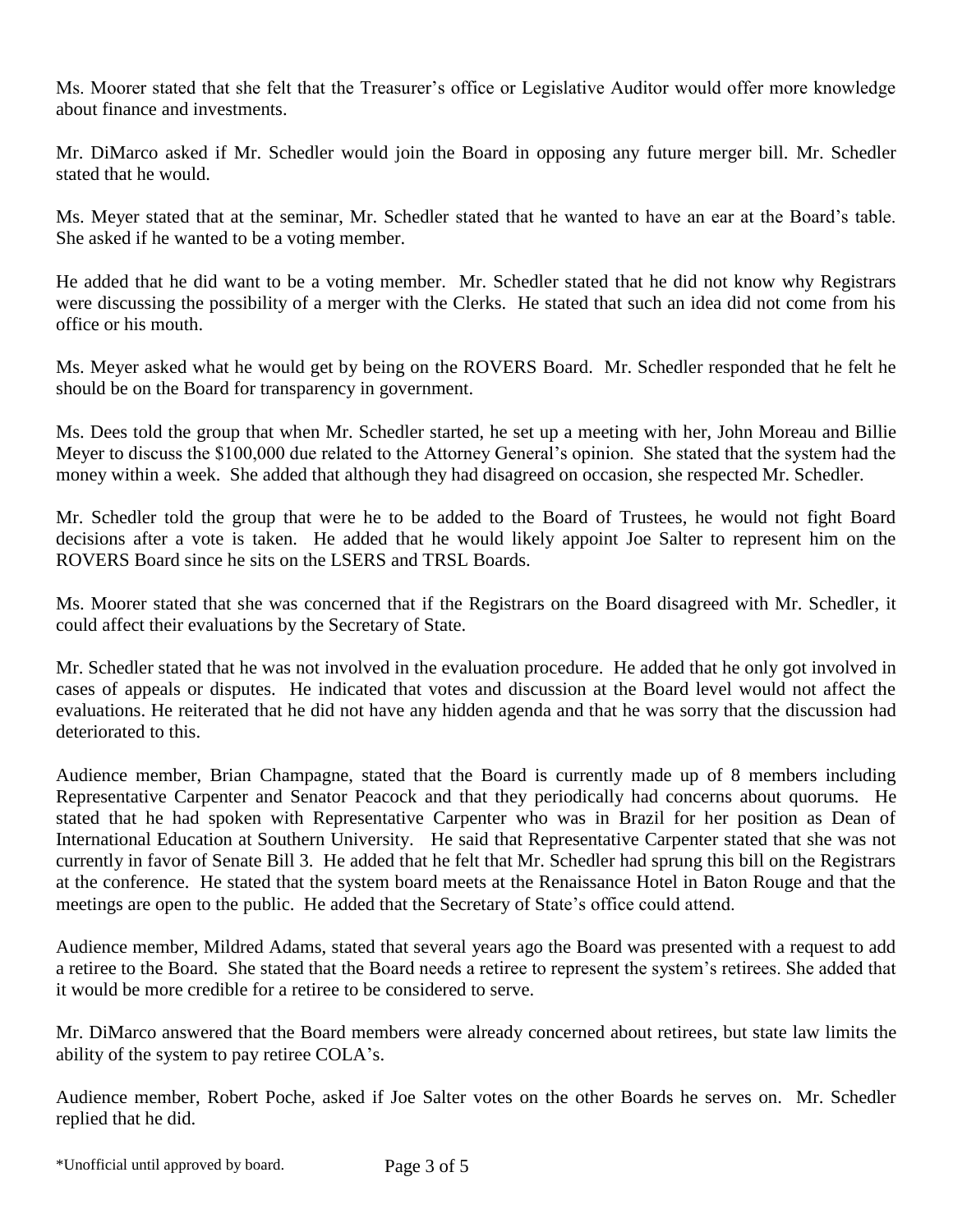Ms. Moorer stated that she felt that the Treasurer's office or Legislative Auditor would offer more knowledge about finance and investments.

Mr. DiMarco asked if Mr. Schedler would join the Board in opposing any future merger bill. Mr. Schedler stated that he would.

Ms. Meyer stated that at the seminar, Mr. Schedler stated that he wanted to have an ear at the Board's table. She asked if he wanted to be a voting member.

He added that he did want to be a voting member. Mr. Schedler stated that he did not know why Registrars were discussing the possibility of a merger with the Clerks. He stated that such an idea did not come from his office or his mouth.

Ms. Meyer asked what he would get by being on the ROVERS Board. Mr. Schedler responded that he felt he should be on the Board for transparency in government.

Ms. Dees told the group that when Mr. Schedler started, he set up a meeting with her, John Moreau and Billie Meyer to discuss the $100,000 due related to the Attorney General's opinion. She stated that the system had the money within a week. She added that although they had disagreed on occasion, she respected Mr. Schedler.

Mr. Schedler told the group that were he to be added to the Board of Trustees, he would not fight Board decisions after a vote is taken. He added that he would likely appoint Joe Salter to represent him on the ROVERS Board since he sits on the LSERS and TRSL Boards.

Ms. Moorer stated that she was concerned that if the Registrars on the Board disagreed with Mr. Schedler, it could affect their evaluations by the Secretary of State.

Mr. Schedler stated that he was not involved in the evaluation procedure. He added that he only got involved in cases of appeals or disputes. He indicated that votes and discussion at the Board level would not affect the evaluations. He reiterated that he did not have any hidden agenda and that he was sorry that the discussion had deteriorated to this.

Audience member, Brian Champagne, stated that the Board is currently made up of 8 members including Representative Carpenter and Senator Peacock and that they periodically had concerns about quorums. He stated that he had spoken with Representative Carpenter who was in Brazil for her position as Dean of International Education at Southern University. He said that Representative Carpenter stated that she was not currently in favor of Senate Bill 3. He added that he felt that Mr. Schedler had sprung this bill on the Registrars at the conference. He stated that the system board meets at the Renaissance Hotel in Baton Rouge and that the meetings are open to the public. He added that the Secretary of State's office could attend.

Audience member, Mildred Adams, stated that several years ago the Board was presented with a request to add a retiree to the Board. She stated that the Board needs a retiree to represent the system's retirees. She added that it would be more credible for a retiree to be considered to serve.

Mr. DiMarco answered that the Board members were already concerned about retirees, but state law limits the ability of the system to pay retiree COLA's.

Audience member, Robert Poche, asked if Joe Salter votes on the other Boards he serves on. Mr. Schedler replied that he did.

*Unofficial until approved by board.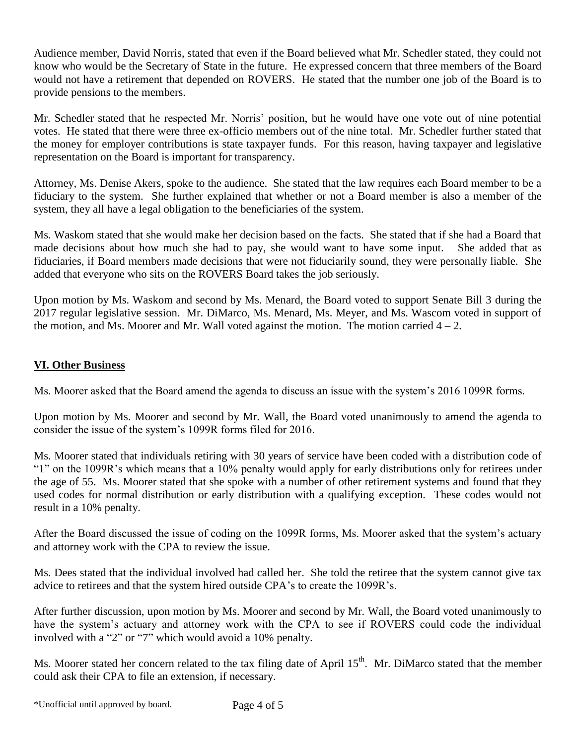Audience member, David Norris, stated that even if the Board believed what Mr. Schedler stated, they could not know who would be the Secretary of State in the future. He expressed concern that three members of the Board would not have a retirement that depended on ROVERS. He stated that the number one job of the Board is to provide pensions to the members.

Mr. Schedler stated that he respected Mr. Norris' position, but he would have one vote out of nine potential votes. He stated that there were three ex-officio members out of the nine total. Mr. Schedler further stated that the money for employer contributions is state taxpayer funds. For this reason, having taxpayer and legislative representation on the Board is important for transparency.

Attorney, Ms. Denise Akers, spoke to the audience. She stated that the law requires each Board member to be a fiduciary to the system. She further explained that whether or not a Board member is also a member of the system, they all have a legal obligation to the beneficiaries of the system.

Ms. Waskom stated that she would make her decision based on the facts. She stated that if she had a Board that made decisions about how much she had to pay, she would want to have some input. She added that as fiduciaries, if Board members made decisions that were not fiduciarily sound, they were personally liable. She added that everyone who sits on the ROVERS Board takes the job seriously.

Upon motion by Ms. Waskom and second by Ms. Menard, the Board voted to support Senate Bill 3 during the 2017 regular legislative session. Mr. DiMarco, Ms. Menard, Ms. Meyer, and Ms. Wascom voted in support of the motion, and Ms. Moorer and Mr. Wall voted against the motion. The motion carried 4 – 2.

## VI. Other Business

Ms. Moorer asked that the Board amend the agenda to discuss an issue with the system's 2016 1099R forms.

Upon motion by Ms. Moorer and second by Mr. Wall, the Board voted unanimously to amend the agenda to consider the issue of the system's 1099R forms filed for 2016.

Ms. Moorer stated that individuals retiring with 30 years of service have been coded with a distribution code of "1" on the 1099R's which means that a 10% penalty would apply for early distributions only for retirees under the age of 55. Ms. Moorer stated that she spoke with a number of other retirement systems and found that they used codes for normal distribution or early distribution with a qualifying exception. These codes would not result in a 10% penalty.

After the Board discussed the issue of coding on the 1099R forms, Ms. Moorer asked that the system's actuary and attorney work with the CPA to review the issue.

Ms. Dees stated that the individual involved had called her. She told the retiree that the system cannot give tax advice to retirees and that the system hired outside CPA's to create the 1099R's.

After further discussion, upon motion by Ms. Moorer and second by Mr. Wall, the Board voted unanimously to have the system's actuary and attorney work with the CPA to see if ROVERS could code the individual involved with a "2" or "7" which would avoid a 10% penalty.

Ms. Moorer stated her concern related to the tax filing date of April 15th. Mr. DiMarco stated that the member could ask their CPA to file an extension, if necessary.

*Unofficial until approved by board.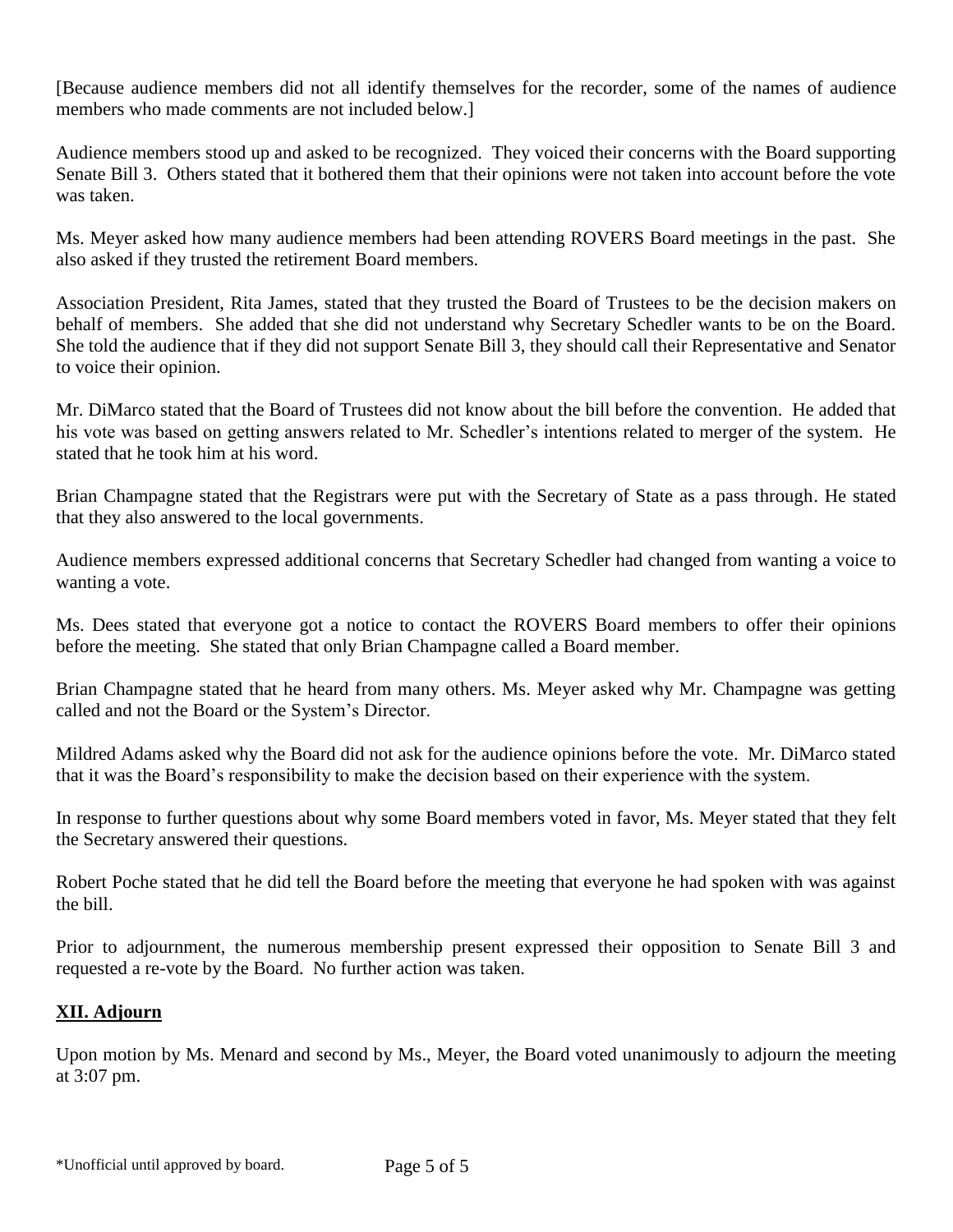[Because audience members did not all identify themselves for the recorder, some of the names of audience members who made comments are not included below.]

Audience members stood up and asked to be recognized. They voiced their concerns with the Board supporting Senate Bill 3. Others stated that it bothered them that their opinions were not taken into account before the vote was taken.

Ms. Meyer asked how many audience members had been attending ROVERS Board meetings in the past. She also asked if they trusted the retirement Board members.

Association President, Rita James, stated that they trusted the Board of Trustees to be the decision makers on behalf of members. She added that she did not understand why Secretary Schedler wants to be on the Board. She told the audience that if they did not support Senate Bill 3, they should call their Representative and Senator to voice their opinion.

Mr. DiMarco stated that the Board of Trustees did not know about the bill before the convention. He added that his vote was based on getting answers related to Mr. Schedler's intentions related to merger of the system. He stated that he took him at his word.

Brian Champagne stated that the Registrars were put with the Secretary of State as a pass through. He stated that they also answered to the local governments.

Audience members expressed additional concerns that Secretary Schedler had changed from wanting a voice to wanting a vote.

Ms. Dees stated that everyone got a notice to contact the ROVERS Board members to offer their opinions before the meeting. She stated that only Brian Champagne called a Board member.

Brian Champagne stated that he heard from many others. Ms. Meyer asked why Mr. Champagne was getting called and not the Board or the System's Director.

Mildred Adams asked why the Board did not ask for the audience opinions before the vote. Mr. DiMarco stated that it was the Board's responsibility to make the decision based on their experience with the system.

In response to further questions about why some Board members voted in favor, Ms. Meyer stated that they felt the Secretary answered their questions.

Robert Poche stated that he did tell the Board before the meeting that everyone he had spoken with was against the bill.

Prior to adjournment, the numerous membership present expressed their opposition to Senate Bill 3 and requested a re-vote by the Board. No further action was taken.

## XII. Adjourn

Upon motion by Ms. Menard and second by Ms., Meyer, the Board voted unanimously to adjourn the meeting at 3:07 pm.

*Unofficial until approved by board.